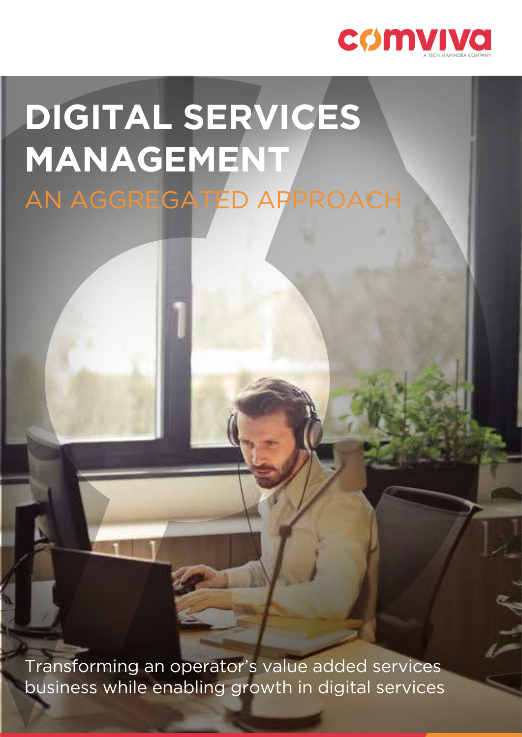comviva

A TECH MAHINDRA COMPANY

# DIGITAL SERVICES MANAGEMENT

## AN AGGREGATED APPROACH

Transforming an operator's value added services business while enabling growth in digital services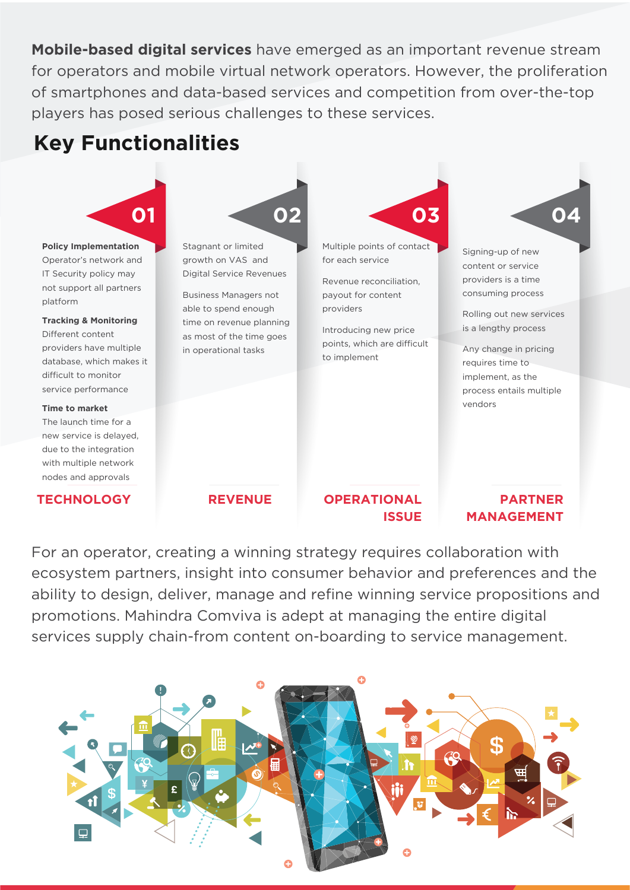**Mobile-based digital services** have emerged as an important revenue stream for operators and mobile virtual network operators. However, the proliferation of smartphones and data-based services and competition from over-the-top players has posed serious challenges to these services.

## Key Functionalities

### 01 TECHNOLOGY

**Policy Implementation**
Operator's network and IT Security policy may not support all partners platform

**Tracking & Monitoring**
Different content providers have multiple database, which makes it difficult to monitor service performance

**Time to market**
The launch time for a new service is delayed, due to the integration with multiple network nodes and approvals

### 02 REVENUE

Stagnant or limited growth on VAS and Digital Service Revenues

Business Managers not able to spend enough time on revenue planning as most of the time goes in operational tasks

### 03 OPERATIONAL ISSUE

Multiple points of contact for each service

Revenue reconciliation, payout for content providers

Introducing new price points, which are difficult to implement

### 04 PARTNER MANAGEMENT

Signing-up of new content or service providers is a time consuming process

Rolling out new services is a lengthy process

Any change in pricing requires time to implement, as the process entails multiple vendors

For an operator, creating a winning strategy requires collaboration with ecosystem partners, insight into consumer behavior and preferences and the ability to design, deliver, manage and refine winning service propositions and promotions. Mahindra Comviva is adept at managing the entire digital services supply chain-from content on-boarding to service management.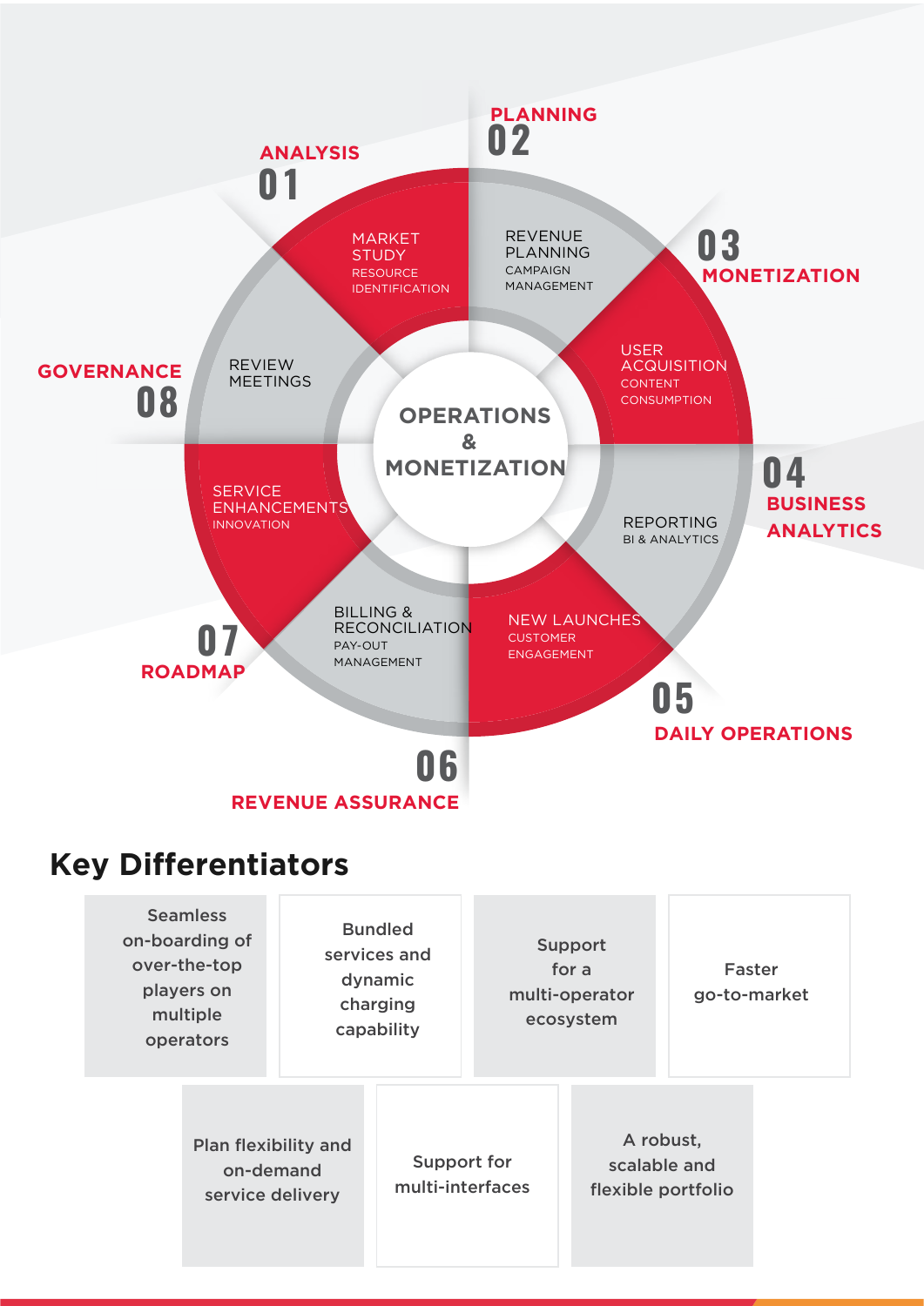## OPERATIONS & MONETIZATION

**01 ANALYSIS**
- MARKET STUDY
- RESOURCE IDENTIFICATION

**02 PLANNING**
- REVENUE PLANNING
- CAMPAIGN MANAGEMENT

**03 MONETIZATION**
- USER ACQUISITION
- CONTENT CONSUMPTION

**04 BUSINESS ANALYTICS**
- REPORTING
- BI & ANALYTICS

**05 DAILY OPERATIONS**
- NEW LAUNCHES
- CUSTOMER ENGAGEMENT

**06 REVENUE ASSURANCE**
- BILLING & RECONCILIATION
- PAY-OUT MANAGEMENT

**07 ROADMAP**
- SERVICE ENHANCEMENTS
- INNOVATION

**08 GOVERNANCE**
- REVIEW MEETINGS

## Key Differentiators

- Seamless on-boarding of over-the-top players on multiple operators
- Bundled services and dynamic charging capability
- Support for a multi-operator ecosystem
- Faster go-to-market
- Plan flexibility and on-demand service delivery
- Support for multi-interfaces
- A robust, scalable and flexible portfolio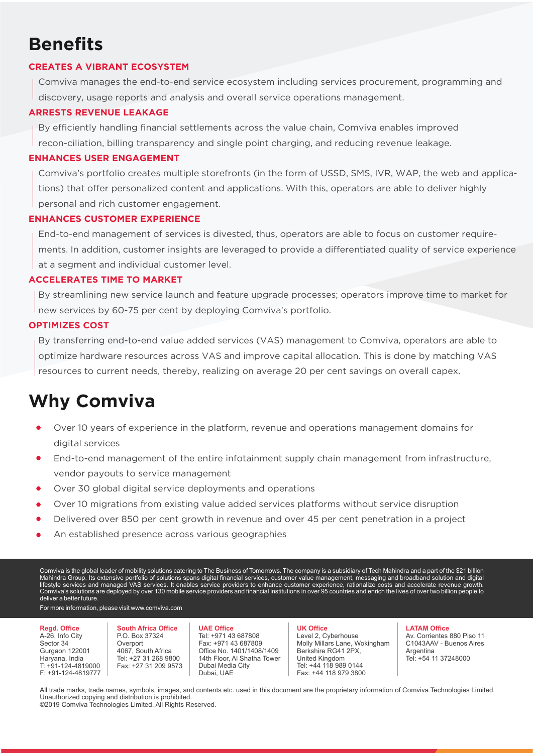# Benefits

### CREATES A VIBRANT ECOSYSTEM

Comviva manages the end-to-end service ecosystem including services procurement, programming and discovery, usage reports and analysis and overall service operations management.

### ARRESTS REVENUE LEAKAGE

By efficiently handling financial settlements across the value chain, Comviva enables improved recon-ciliation, billing transparency and single point charging, and reducing revenue leakage.

### ENHANCES USER ENGAGEMENT

Comviva's portfolio creates multiple storefronts (in the form of USSD, SMS, IVR, WAP, the web and applications) that offer personalized content and applications. With this, operators are able to deliver highly personal and rich customer engagement.

### ENHANCES CUSTOMER EXPERIENCE

End-to-end management of services is divested, thus, operators are able to focus on customer requirements. In addition, customer insights are leveraged to provide a differentiated quality of service experience at a segment and individual customer level.

### ACCELERATES TIME TO MARKET

By streamlining new service launch and feature upgrade processes; operators improve time to market for new services by 60-75 per cent by deploying Comviva's portfolio.

### OPTIMIZES COST

By transferring end-to-end value added services (VAS) management to Comviva, operators are able to optimize hardware resources across VAS and improve capital allocation. This is done by matching VAS resources to current needs, thereby, realizing on average 20 per cent savings on overall capex.

# Why Comviva

- Over 10 years of experience in the platform, revenue and operations management domains for digital services
- End-to-end management of the entire infotainment supply chain management from infrastructure, vendor payouts to service management
- Over 30 global digital service deployments and operations
- Over 10 migrations from existing value added services platforms without service disruption
- Delivered over 850 per cent growth in revenue and over 45 per cent penetration in a project
- An established presence across various geographies

Comviva is the global leader of mobility solutions catering to The Business of Tomorrows. The company is a subsidiary of Tech Mahindra and a part of the $21 billion Mahindra Group. Its extensive portfolio of solutions spans digital financial services, customer value management, messaging and broadband solution and digital lifestyle services and managed VAS services. It enables service providers to enhance customer experience, rationalize costs and accelerate revenue growth. Comviva's solutions are deployed by over 130 mobile service providers and financial institutions in over 95 countries and enrich the lives of over two billion people to deliver a better future.

For more information, please visit www.comviva.com

**Regd. Office**
A-26, Info City
Sector 34
Gurgaon 122001
Haryana, India
T: +91-124-4819000
F: +91-124-4819777

**South Africa Office**
P.O. Box 37324
Overport
4067, South Africa
Tel: +27 31 268 9800
Fax: +27 31 209 9573

**UAE Office**
Tel: +971 43 687808
Fax: +971 43 687809
Office No. 1401/1408/1409
14th Floor, Al Shatha Tower
Dubai Media City
Dubai, UAE

**UK Office**
Level 2, Cyberhouse
Molly Millars Lane, Wokingham
Berkshire RG41 2PX,
United Kingdom
Tel: +44 118 989 0144
Fax: +44 118 979 3800

**LATAM Office**
Av. Corrientes 880 Piso 11
C1043AAV - Buenos Aires
Argentina
Tel: +54 11 37248000

All trade marks, trade names, symbols, images, and contents etc. used in this document are the proprietary information of Comviva Technologies Limited. Unauthorized copying and distribution is prohibited.
©2019 Comviva Technologies Limited. All Rights Reserved.